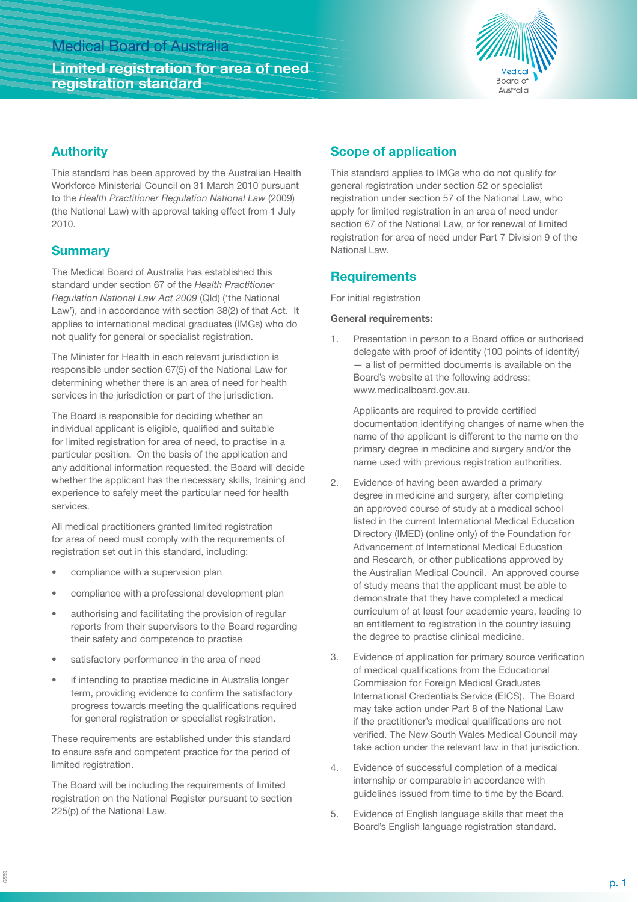Medical Board of Australia

# Limited registration for area of need registration standard

## Authority

This standard has been approved by the Australian Health Workforce Ministerial Council on 31 March 2010 pursuant to the *Health Practitioner Regulation National Law* (2009) (the National Law) with approval taking effect from 1 July 2010.

## Summary

The Medical Board of Australia has established this standard under section 67 of the *Health Practitioner Regulation National Law Act 2009* (Qld) ('the National Law'), and in accordance with section 38(2) of that Act. It applies to international medical graduates (IMGs) who do not qualify for general or specialist registration.

The Minister for Health in each relevant jurisdiction is responsible under section 67(5) of the National Law for determining whether there is an area of need for health services in the jurisdiction or part of the jurisdiction.

The Board is responsible for deciding whether an individual applicant is eligible, qualified and suitable for limited registration for area of need, to practise in a particular position. On the basis of the application and any additional information requested, the Board will decide whether the applicant has the necessary skills, training and experience to safely meet the particular need for health services.

All medical practitioners granted limited registration for area of need must comply with the requirements of registration set out in this standard, including:

- compliance with a supervision plan
- compliance with a professional development plan
- authorising and facilitating the provision of regular reports from their supervisors to the Board regarding their safety and competence to practise
- satisfactory performance in the area of need
- if intending to practise medicine in Australia longer term, providing evidence to confirm the satisfactory progress towards meeting the qualifications required for general registration or specialist registration.

These requirements are established under this standard to ensure safe and competent practice for the period of limited registration.

The Board will be including the requirements of limited registration on the National Register pursuant to section 225(p) of the National Law.

## Scope of application

This standard applies to IMGs who do not qualify for general registration under section 52 or specialist registration under section 57 of the National Law, who apply for limited registration in an area of need under section 67 of the National Law, or for renewal of limited registration for area of need under Part 7 Division 9 of the National Law.

## Requirements

For initial registration

**General requirements:**

1. Presentation in person to a Board office or authorised delegate with proof of identity (100 points of identity) — a list of permitted documents is available on the Board's website at the following address: www.medicalboard.gov.au.

   Applicants are required to provide certified documentation identifying changes of name when the name of the applicant is different to the name on the primary degree in medicine and surgery and/or the name used with previous registration authorities.

2. Evidence of having been awarded a primary degree in medicine and surgery, after completing an approved course of study at a medical school listed in the current International Medical Education Directory (IMED) (online only) of the Foundation for Advancement of International Medical Education and Research, or other publications approved by the Australian Medical Council. An approved course of study means that the applicant must be able to demonstrate that they have completed a medical curriculum of at least four academic years, leading to an entitlement to registration in the country issuing the degree to practise clinical medicine.

3. Evidence of application for primary source verification of medical qualifications from the Educational Commission for Foreign Medical Graduates International Credentials Service (EICS). The Board may take action under Part 8 of the National Law if the practitioner's medical qualifications are not verified. The New South Wales Medical Council may take action under the relevant law in that jurisdiction.

4. Evidence of successful completion of a medical internship or comparable in accordance with guidelines issued from time to time by the Board.

5. Evidence of English language skills that meet the Board's English language registration standard.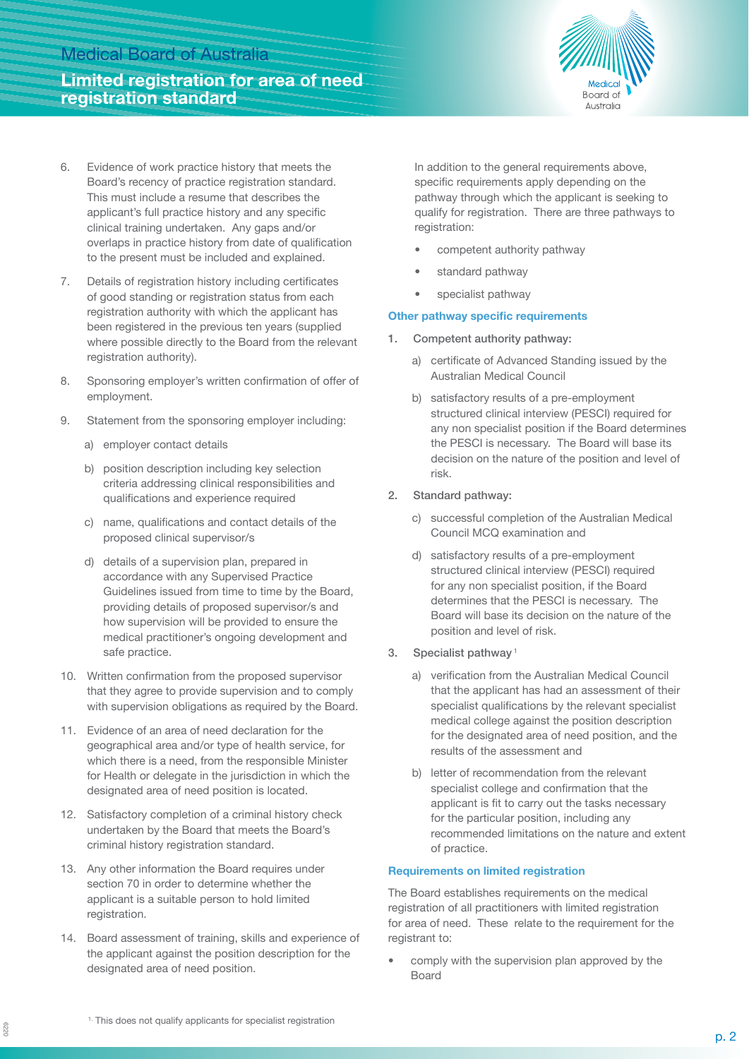6. Evidence of work practice history that meets the Board's recency of practice registration standard. This must include a resume that describes the applicant's full practice history and any specific clinical training undertaken. Any gaps and/or overlaps in practice history from date of qualification to the present must be included and explained.

7. Details of registration history including certificates of good standing or registration status from each registration authority with which the applicant has been registered in the previous ten years (supplied where possible directly to the Board from the relevant registration authority).

8. Sponsoring employer's written confirmation of offer of employment.

9. Statement from the sponsoring employer including:

    a) employer contact details

    b) position description including key selection criteria addressing clinical responsibilities and qualifications and experience required

    c) name, qualifications and contact details of the proposed clinical supervisor/s

    d) details of a supervision plan, prepared in accordance with any Supervised Practice Guidelines issued from time to time by the Board, providing details of proposed supervisor/s and how supervision will be provided to ensure the medical practitioner's ongoing development and safe practice.

10. Written confirmation from the proposed supervisor that they agree to provide supervision and to comply with supervision obligations as required by the Board.

11. Evidence of an area of need declaration for the geographical area and/or type of health service, for which there is a need, from the responsible Minister for Health or delegate in the jurisdiction in which the designated area of need position is located.

12. Satisfactory completion of a criminal history check undertaken by the Board that meets the Board's criminal history registration standard.

13. Any other information the Board requires under section 70 in order to determine whether the applicant is a suitable person to hold limited registration.

14. Board assessment of training, skills and experience of the applicant against the position description for the designated area of need position.

In addition to the general requirements above, specific requirements apply depending on the pathway through which the applicant is seeking to qualify for registration. There are three pathways to registration:

- competent authority pathway
- standard pathway
- specialist pathway

### Other pathway specific requirements

1. Competent authority pathway:

    a) certificate of Advanced Standing issued by the Australian Medical Council

    b) satisfactory results of a pre-employment structured clinical interview (PESCI) required for any non specialist position if the Board determines the PESCI is necessary. The Board will base its decision on the nature of the position and level of risk.

2. Standard pathway:

    c) successful completion of the Australian Medical Council MCQ examination and

    d) satisfactory results of a pre-employment structured clinical interview (PESCI) required for any non specialist position, if the Board determines that the PESCI is necessary. The Board will base its decision on the nature of the position and level of risk.

3. Specialist pathway[1]

    a) verification from the Australian Medical Council that the applicant has had an assessment of their specialist qualifications by the relevant specialist medical college against the position description for the designated area of need position, and the results of the assessment and

    b) letter of recommendation from the relevant specialist college and confirmation that the applicant is fit to carry out the tasks necessary for the particular position, including any recommended limitations on the nature and extent of practice.

### Requirements on limited registration

The Board establishes requirements on the medical registration of all practitioners with limited registration for area of need. These relate to the requirement for the registrant to:

- comply with the supervision plan approved by the Board

[1] This does not qualify applicants for specialist registration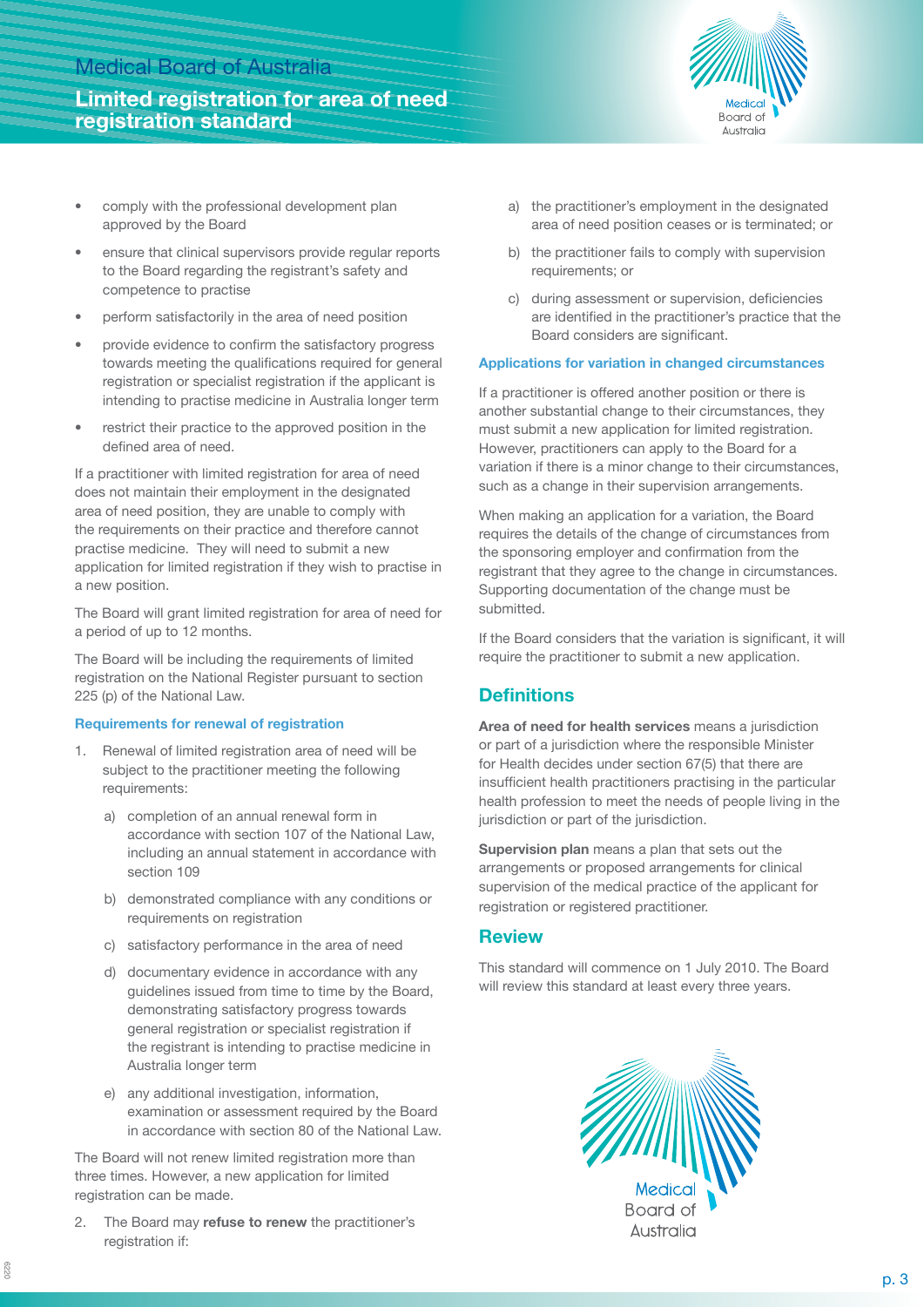- comply with the professional development plan approved by the Board
- ensure that clinical supervisors provide regular reports to the Board regarding the registrant's safety and competence to practise
- perform satisfactorily in the area of need position
- provide evidence to confirm the satisfactory progress towards meeting the qualifications required for general registration or specialist registration if the applicant is intending to practise medicine in Australia longer term
- restrict their practice to the approved position in the defined area of need.

If a practitioner with limited registration for area of need does not maintain their employment in the designated area of need position, they are unable to comply with the requirements on their practice and therefore cannot practise medicine. They will need to submit a new application for limited registration if they wish to practise in a new position.

The Board will grant limited registration for area of need for a period of up to 12 months.

The Board will be including the requirements of limited registration on the National Register pursuant to section 225 (p) of the National Law.

#### Requirements for renewal of registration

1. Renewal of limited registration area of need will be subject to the practitioner meeting the following requirements:

    a) completion of an annual renewal form in accordance with section 107 of the National Law, including an annual statement in accordance with section 109

    b) demonstrated compliance with any conditions or requirements on registration

    c) satisfactory performance in the area of need

    d) documentary evidence in accordance with any guidelines issued from time to time by the Board, demonstrating satisfactory progress towards general registration or specialist registration if the registrant is intending to practise medicine in Australia longer term

    e) any additional investigation, information, examination or assessment required by the Board in accordance with section 80 of the National Law.

The Board will not renew limited registration more than three times. However, a new application for limited registration can be made.

2. The Board may **refuse to renew** the practitioner's registration if:

    a) the practitioner's employment in the designated area of need position ceases or is terminated; or

    b) the practitioner fails to comply with supervision requirements; or

    c) during assessment or supervision, deficiencies are identified in the practitioner's practice that the Board considers are significant.

#### Applications for variation in changed circumstances

If a practitioner is offered another position or there is another substantial change to their circumstances, they must submit a new application for limited registration. However, practitioners can apply to the Board for a variation if there is a minor change to their circumstances, such as a change in their supervision arrangements.

When making an application for a variation, the Board requires the details of the change of circumstances from the sponsoring employer and confirmation from the registrant that they agree to the change in circumstances. Supporting documentation of the change must be submitted.

If the Board considers that the variation is significant, it will require the practitioner to submit a new application.

## Definitions

**Area of need for health services** means a jurisdiction or part of a jurisdiction where the responsible Minister for Health decides under section 67(5) that there are insufficient health practitioners practising in the particular health profession to meet the needs of people living in the jurisdiction or part of the jurisdiction.

**Supervision plan** means a plan that sets out the arrangements or proposed arrangements for clinical supervision of the medical practice of the applicant for registration or registered practitioner.

## Review

This standard will commence on 1 July 2010. The Board will review this standard at least every three years.